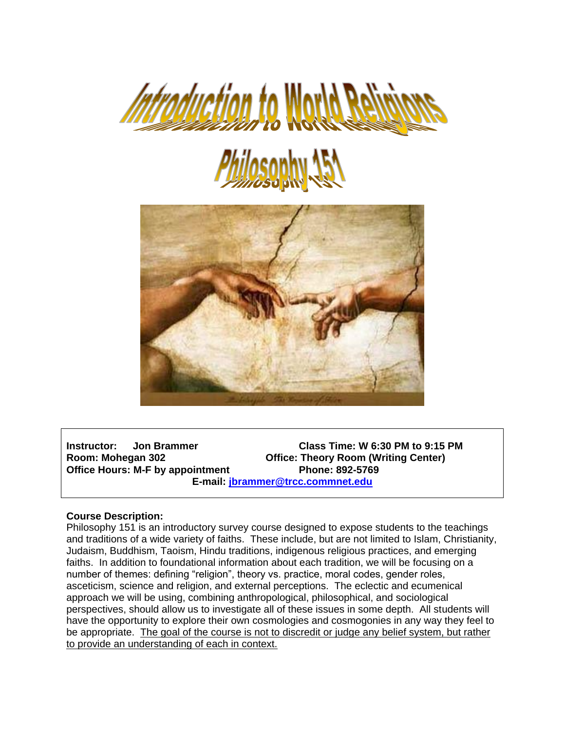# Introduction to World Religions

# Philosophy 151

**Instructor: Jon Brammer**
**Class Time: W 6:30 PM to 9:15 PM**
**Room: Mohegan 302**
**Office: Theory Room (Writing Center)**
**Office Hours: M-F by appointment**
**Phone: 892-5769**
**E-mail: jbrammer@trcc.commnet.edu**

**Course Description:**
Philosophy 151 is an introductory survey course designed to expose students to the teachings and traditions of a wide variety of faiths. These include, but are not limited to Islam, Christianity, Judaism, Buddhism, Taoism, Hindu traditions, indigenous religious practices, and emerging faiths. In addition to foundational information about each tradition, we will be focusing on a number of themes: defining "religion", theory vs. practice, moral codes, gender roles, asceticism, science and religion, and external perceptions. The eclectic and ecumenical approach we will be using, combining anthropological, philosophical, and sociological perspectives, should allow us to investigate all of these issues in some depth. All students will have the opportunity to explore their own cosmologies and cosmogonies in any way they feel to be appropriate. <u>The goal of the course is not to discredit or judge any belief system, but rather to provide an understanding of each in context.</u>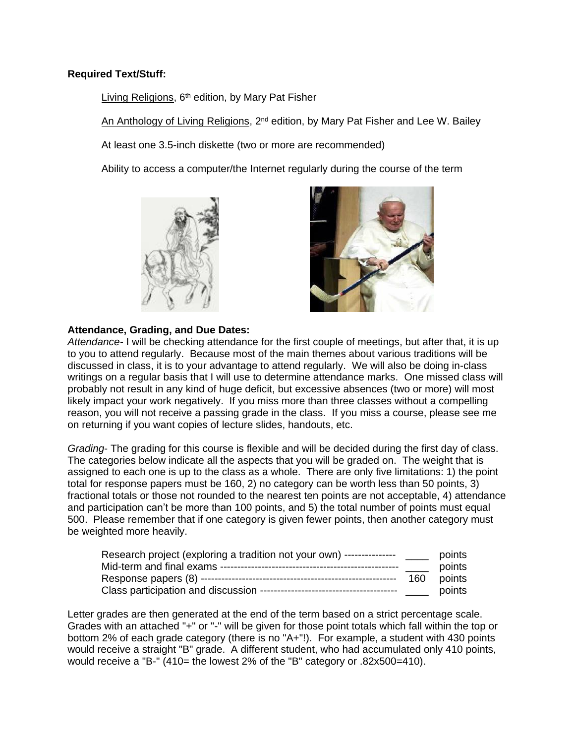**Required Text/Stuff:**

Living Religions, 6th edition, by Mary Pat Fisher

An Anthology of Living Religions, 2nd edition, by Mary Pat Fisher and Lee W. Bailey

At least one 3.5-inch diskette (two or more are recommended)

Ability to access a computer/the Internet regularly during the course of the term

**Attendance, Grading, and Due Dates:**

*Attendance*- I will be checking attendance for the first couple of meetings, but after that, it is up to you to attend regularly. Because most of the main themes about various traditions will be discussed in class, it is to your advantage to attend regularly. We will also be doing in-class writings on a regular basis that I will use to determine attendance marks. One missed class will probably not result in any kind of huge deficit, but excessive absences (two or more) will most likely impact your work negatively. If you miss more than three classes without a compelling reason, you will not receive a passing grade in the class. If you miss a course, please see me on returning if you want copies of lecture slides, handouts, etc.

*Grading*- The grading for this course is flexible and will be decided during the first day of class. The categories below indicate all the aspects that you will be graded on. The weight that is assigned to each one is up to the class as a whole. There are only five limitations: 1) the point total for response papers must be 160, 2) no category can be worth less than 50 points, 3) fractional totals or those not rounded to the nearest ten points are not acceptable, 4) attendance and participation can't be more than 100 points, and 5) the total number of points must equal 500. Please remember that if one category is given fewer points, then another category must be weighted more heavily.

| | | |
|---|---|---|
| Research project (exploring a tradition not your own) --------------- | ____ | points |
| Mid-term and final exams --------------------------------------------------- | ____ | points |
| Response papers (8) -------------------------------------------------------- | 160 | points |
| Class participation and discussion --------------------------------------- | ____ | points |

Letter grades are then generated at the end of the term based on a strict percentage scale. Grades with an attached "+" or "-" will be given for those point totals which fall within the top or bottom 2% of each grade category (there is no "A+"!). For example, a student with 430 points would receive a straight "B" grade. A different student, who had accumulated only 410 points, would receive a "B-" (410= the lowest 2% of the "B" category or .82x500=410).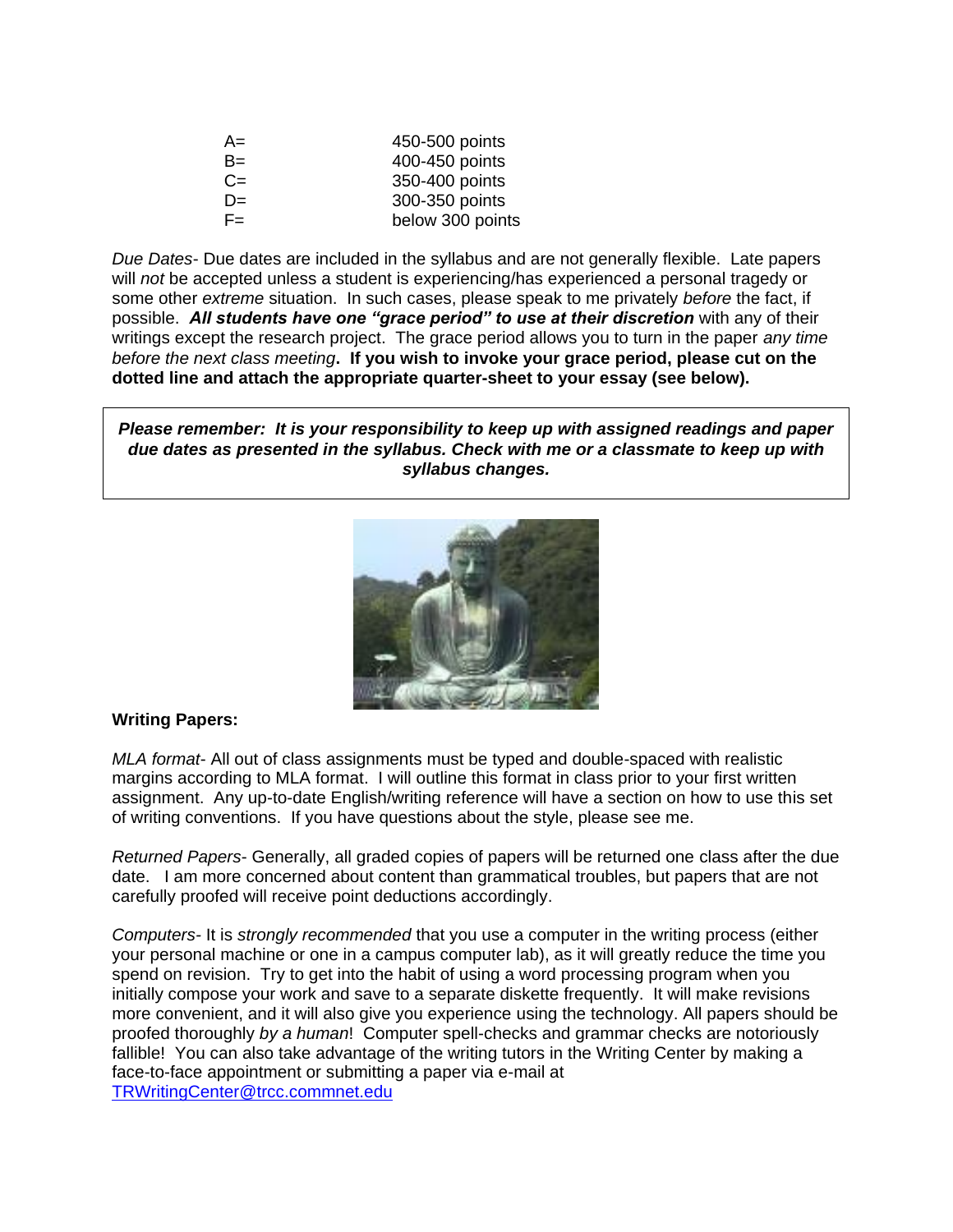| | |
|---|---|
| A= | 450-500 points |
| B= | 400-450 points |
| C= | 350-400 points |
| D= | 300-350 points |
| F= | below 300 points |

*Due Dates*- Due dates are included in the syllabus and are not generally flexible. Late papers will *not* be accepted unless a student is experiencing/has experienced a personal tragedy or some other *extreme* situation. In such cases, please speak to me privately *before* the fact, if possible. ***All students have one "grace period" to use at their discretion*** with any of their writings except the research project. The grace period allows you to turn in the paper *any time before the next class meeting*. **If you wish to invoke your grace period, please cut on the dotted line and attach the appropriate quarter-sheet to your essay (see below).**

***Please remember: It is your responsibility to keep up with assigned readings and paper due dates as presented in the syllabus. Check with me or a classmate to keep up with syllabus changes.***

**Writing Papers:**

*MLA format*- All out of class assignments must be typed and double-spaced with realistic margins according to MLA format. I will outline this format in class prior to your first written assignment. Any up-to-date English/writing reference will have a section on how to use this set of writing conventions. If you have questions about the style, please see me.

*Returned Papers*- Generally, all graded copies of papers will be returned one class after the due date. I am more concerned about content than grammatical troubles, but papers that are not carefully proofed will receive point deductions accordingly.

*Computers*- It is *strongly recommended* that you use a computer in the writing process (either your personal machine or one in a campus computer lab), as it will greatly reduce the time you spend on revision. Try to get into the habit of using a word processing program when you initially compose your work and save to a separate diskette frequently. It will make revisions more convenient, and it will also give you experience using the technology. All papers should be proofed thoroughly *by a human*! Computer spell-checks and grammar checks are notoriously fallible! You can also take advantage of the writing tutors in the Writing Center by making a face-to-face appointment or submitting a paper via e-mail at TRWritingCenter@trcc.commnet.edu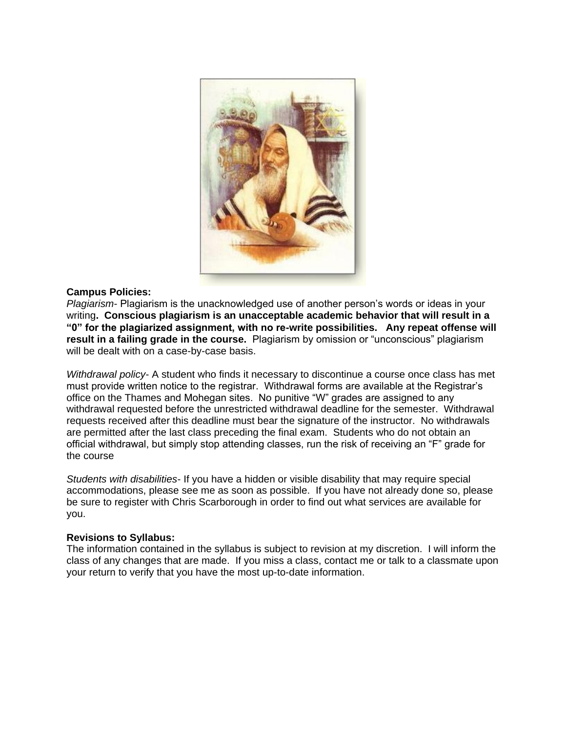**Campus Policies:**

*Plagiarism*- Plagiarism is the unacknowledged use of another person's words or ideas in your writing**. Conscious plagiarism is an unacceptable academic behavior that will result in a "0" for the plagiarized assignment, with no re-write possibilities. Any repeat offense will result in a failing grade in the course.** Plagiarism by omission or "unconscious" plagiarism will be dealt with on a case-by-case basis.

*Withdrawal policy*- A student who finds it necessary to discontinue a course once class has met must provide written notice to the registrar. Withdrawal forms are available at the Registrar's office on the Thames and Mohegan sites. No punitive "W" grades are assigned to any withdrawal requested before the unrestricted withdrawal deadline for the semester. Withdrawal requests received after this deadline must bear the signature of the instructor. No withdrawals are permitted after the last class preceding the final exam. Students who do not obtain an official withdrawal, but simply stop attending classes, run the risk of receiving an "F" grade for the course

*Students with disabilities*- If you have a hidden or visible disability that may require special accommodations, please see me as soon as possible. If you have not already done so, please be sure to register with Chris Scarborough in order to find out what services are available for you.

**Revisions to Syllabus:**

The information contained in the syllabus is subject to revision at my discretion. I will inform the class of any changes that are made. If you miss a class, contact me or talk to a classmate upon your return to verify that you have the most up-to-date information.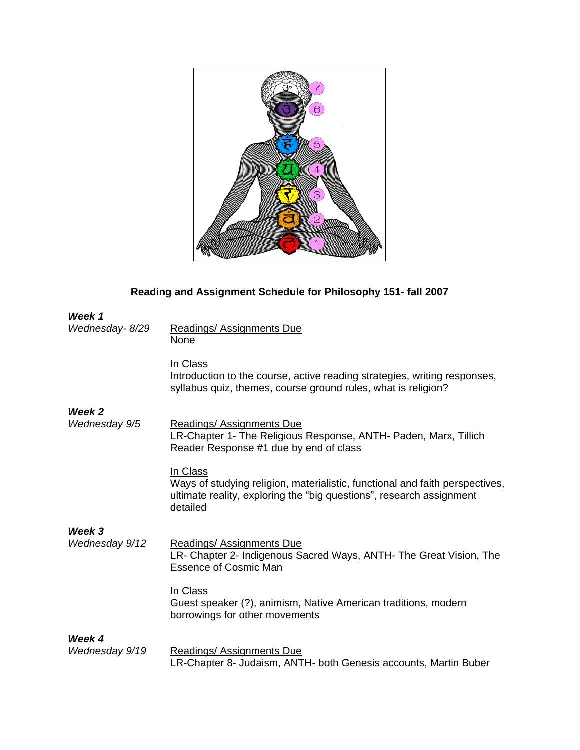## Reading and Assignment Schedule for Philosophy 151- fall 2007

***Week 1***

*Wednesday- 8/29*

<u>Readings/ Assignments Due</u>
None

<u>In Class</u>
Introduction to the course, active reading strategies, writing responses, syllabus quiz, themes, course ground rules, what is religion?

***Week 2***

*Wednesday 9/5*

<u>Readings/ Assignments Due</u>
LR-Chapter 1- The Religious Response, ANTH- Paden, Marx, Tillich
Reader Response #1 due by end of class

<u>In Class</u>
Ways of studying religion, materialistic, functional and faith perspectives, ultimate reality, exploring the "big questions", research assignment detailed

***Week 3***

*Wednesday 9/12*

<u>Readings/ Assignments Due</u>
LR- Chapter 2- Indigenous Sacred Ways, ANTH- The Great Vision, The Essence of Cosmic Man

<u>In Class</u>
Guest speaker (?), animism, Native American traditions, modern borrowings for other movements

***Week 4***

*Wednesday 9/19*

<u>Readings/ Assignments Due</u>
LR-Chapter 8- Judaism, ANTH- both Genesis accounts, Martin Buber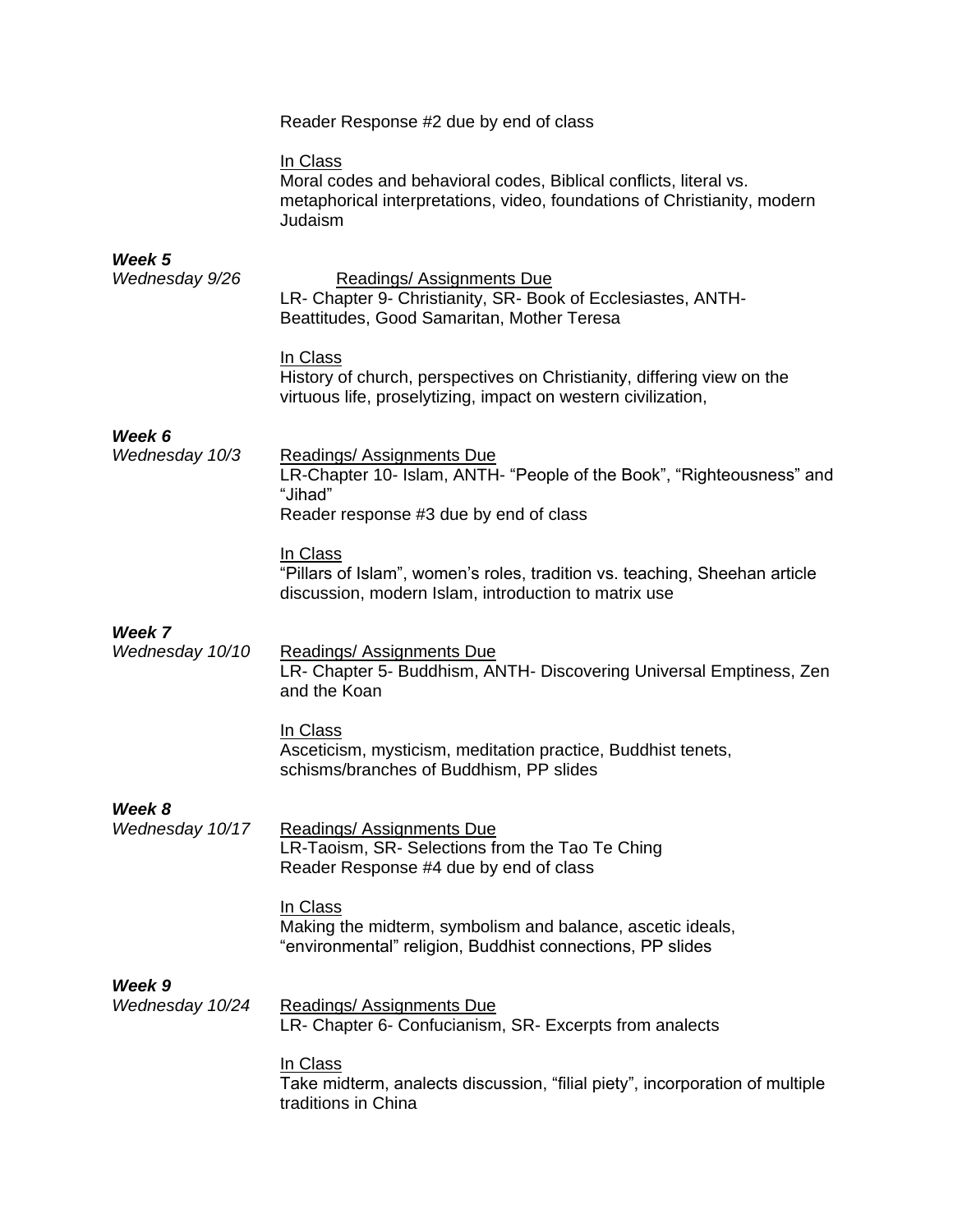Reader Response #2 due by end of class

<u>In Class</u>
Moral codes and behavioral codes, Biblical conflicts, literal vs. metaphorical interpretations, video, foundations of Christianity, modern Judaism

***Week 5***
*Wednesday 9/26*

<u>Readings/ Assignments Due</u>
LR- Chapter 9- Christianity, SR- Book of Ecclesiastes, ANTH- Beattitudes, Good Samaritan, Mother Teresa

<u>In Class</u>
History of church, perspectives on Christianity, differing view on the virtuous life, proselytizing, impact on western civilization,

***Week 6***
*Wednesday 10/3*

<u>Readings/ Assignments Due</u>
LR-Chapter 10- Islam, ANTH- "People of the Book", "Righteousness" and "Jihad"
Reader response #3 due by end of class

<u>In Class</u>
"Pillars of Islam", women's roles, tradition vs. teaching, Sheehan article discussion, modern Islam, introduction to matrix use

***Week 7***
*Wednesday 10/10*

<u>Readings/ Assignments Due</u>
LR- Chapter 5- Buddhism, ANTH- Discovering Universal Emptiness, Zen and the Koan

<u>In Class</u>
Asceticism, mysticism, meditation practice, Buddhist tenets, schisms/branches of Buddhism, PP slides

***Week 8***
*Wednesday 10/17*

<u>Readings/ Assignments Due</u>
LR-Taoism, SR- Selections from the Tao Te Ching
Reader Response #4 due by end of class

<u>In Class</u>
Making the midterm, symbolism and balance, ascetic ideals, "environmental" religion, Buddhist connections, PP slides

***Week 9***
*Wednesday 10/24*

<u>Readings/ Assignments Due</u>
LR- Chapter 6- Confucianism, SR- Excerpts from analects

<u>In Class</u>
Take midterm, analects discussion, "filial piety", incorporation of multiple traditions in China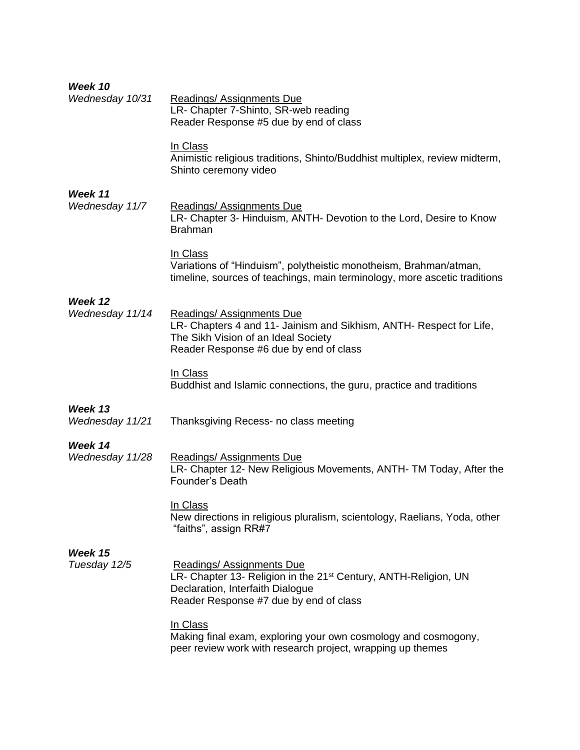***Week 10***

*Wednesday 10/31*

Readings/ Assignments Due

LR- Chapter 7-Shinto, SR-web reading

Reader Response #5 due by end of class

In Class

Animistic religious traditions, Shinto/Buddhist multiplex, review midterm, Shinto ceremony video

***Week 11***

*Wednesday 11/7*

Readings/ Assignments Due

LR- Chapter 3- Hinduism, ANTH- Devotion to the Lord, Desire to Know Brahman

In Class

Variations of "Hinduism", polytheistic monotheism, Brahman/atman, timeline, sources of teachings, main terminology, more ascetic traditions

***Week 12***

*Wednesday 11/14*

Readings/ Assignments Due

LR- Chapters 4 and 11- Jainism and Sikhism, ANTH- Respect for Life, The Sikh Vision of an Ideal Society

Reader Response #6 due by end of class

In Class

Buddhist and Islamic connections, the guru, practice and traditions

***Week 13***

*Wednesday 11/21*

Thanksgiving Recess- no class meeting

***Week 14***

*Wednesday 11/28*

Readings/ Assignments Due

LR- Chapter 12- New Religious Movements, ANTH- TM Today, After the Founder's Death

In Class

New directions in religious pluralism, scientology, Raelians, Yoda, other "faiths", assign RR#7

***Week 15***

*Tuesday 12/5*

Readings/ Assignments Due

LR- Chapter 13- Religion in the 21st Century, ANTH-Religion, UN Declaration, Interfaith Dialogue

Reader Response #7 due by end of class

In Class

Making final exam, exploring your own cosmology and cosmogony, peer review work with research project, wrapping up themes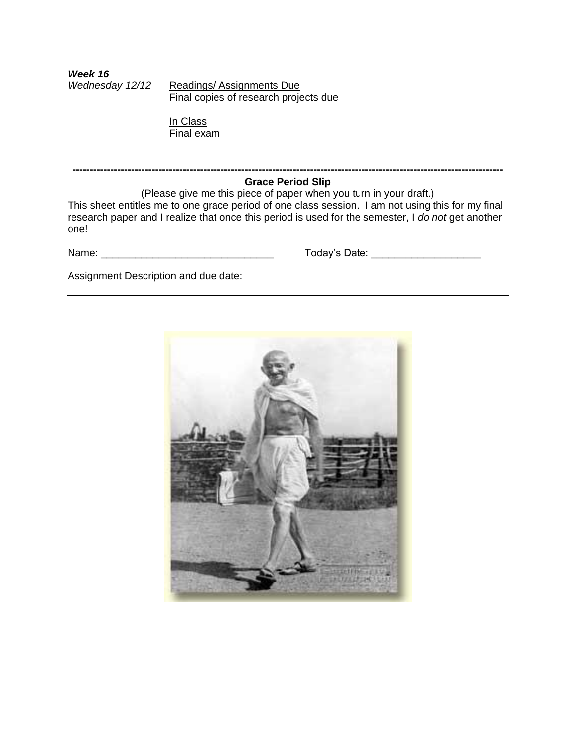***Week 16***

*Wednesday 12/12*

Readings/ Assignments Due

Final copies of research projects due

In Class

Final exam

---

**Grace Period Slip**

(Please give me this piece of paper when you turn in your draft.)

This sheet entitles me to one grace period of one class session. I am not using this for my final research paper and I realize that once this period is used for the semester, I *do not* get another one!

Name: ______________________________ Today's Date: ___________________

Assignment Description and due date:

---